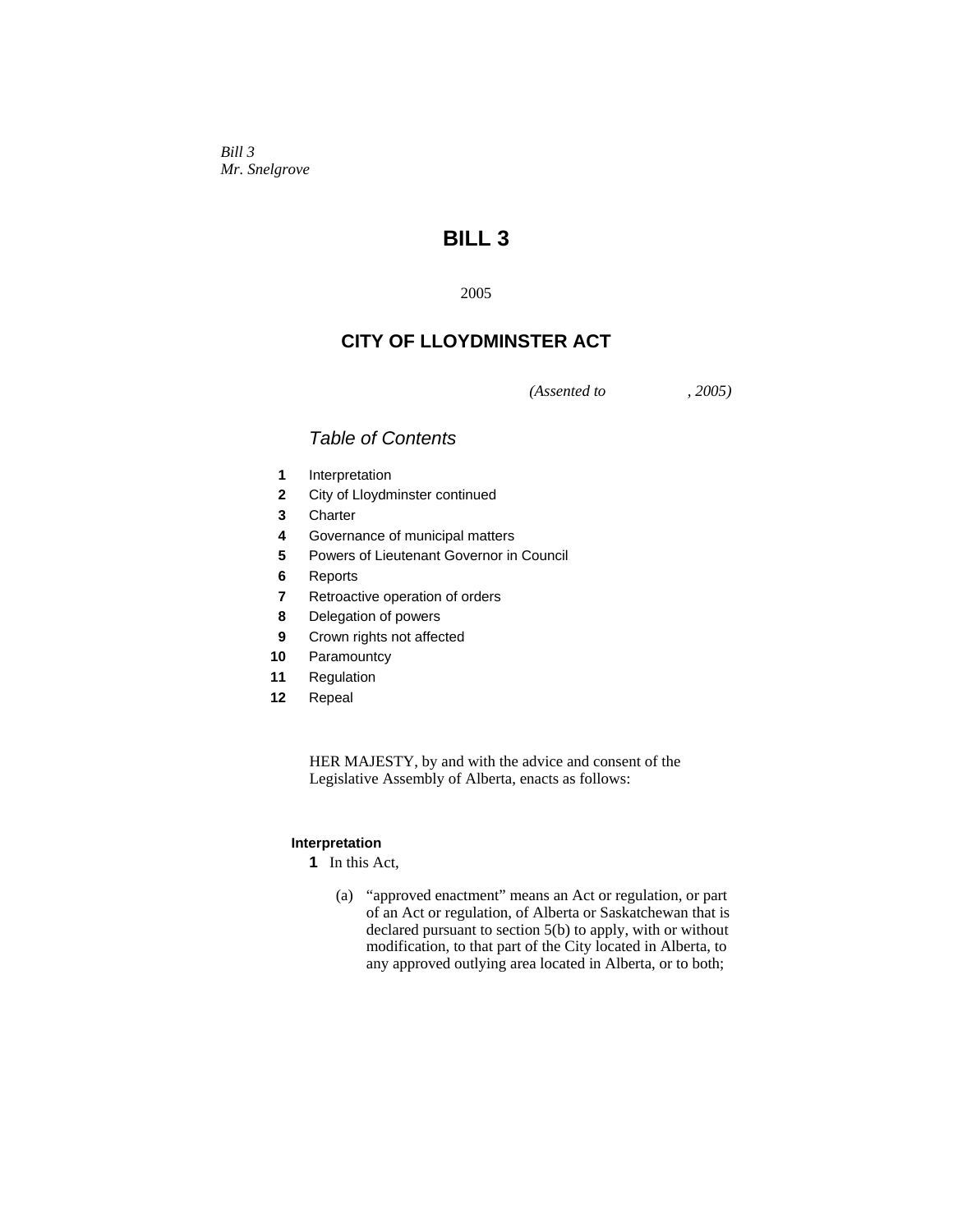*Bill 3*
*Mr. Snelgrove*

# BILL 3

2005

## CITY OF LLOYDMINSTER ACT

*(Assented to , 2005)*

### *Table of Contents*

**1** Interpretation
**2** City of Lloydminster continued
**3** Charter
**4** Governance of municipal matters
**5** Powers of Lieutenant Governor in Council
**6** Reports
**7** Retroactive operation of orders
**8** Delegation of powers
**9** Crown rights not affected
**10** Paramountcy
**11** Regulation
**12** Repeal

HER MAJESTY, by and with the advice and consent of the Legislative Assembly of Alberta, enacts as follows:

**Interpretation**

**1** In this Act,

(a) "approved enactment" means an Act or regulation, or part of an Act or regulation, of Alberta or Saskatchewan that is declared pursuant to section 5(b) to apply, with or without modification, to that part of the City located in Alberta, to any approved outlying area located in Alberta, or to both;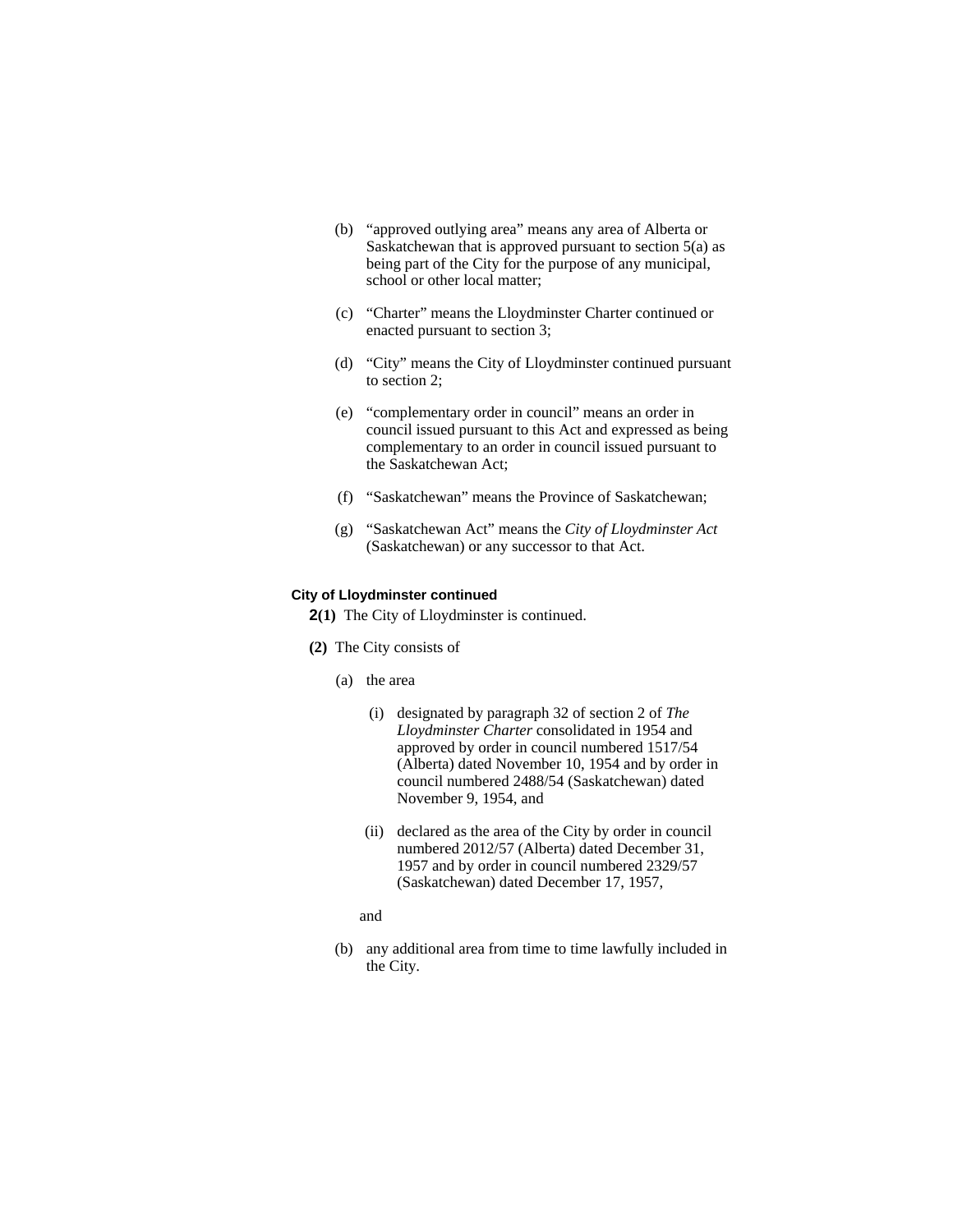(b) "approved outlying area" means any area of Alberta or Saskatchewan that is approved pursuant to section 5(a) as being part of the City for the purpose of any municipal, school or other local matter;

(c) "Charter" means the Lloydminster Charter continued or enacted pursuant to section 3;

(d) "City" means the City of Lloydminster continued pursuant to section 2;

(e) "complementary order in council" means an order in council issued pursuant to this Act and expressed as being complementary to an order in council issued pursuant to the Saskatchewan Act;

(f) "Saskatchewan" means the Province of Saskatchewan;

(g) "Saskatchewan Act" means the *City of Lloydminster Act* (Saskatchewan) or any successor to that Act.

**City of Lloydminster continued**

**2(1)** The City of Lloydminster is continued.

**(2)** The City consists of

(a) the area

(i) designated by paragraph 32 of section 2 of *The Lloydminster Charter* consolidated in 1954 and approved by order in council numbered 1517/54 (Alberta) dated November 10, 1954 and by order in council numbered 2488/54 (Saskatchewan) dated November 9, 1954, and

(ii) declared as the area of the City by order in council numbered 2012/57 (Alberta) dated December 31, 1957 and by order in council numbered 2329/57 (Saskatchewan) dated December 17, 1957,

and

(b) any additional area from time to time lawfully included in the City.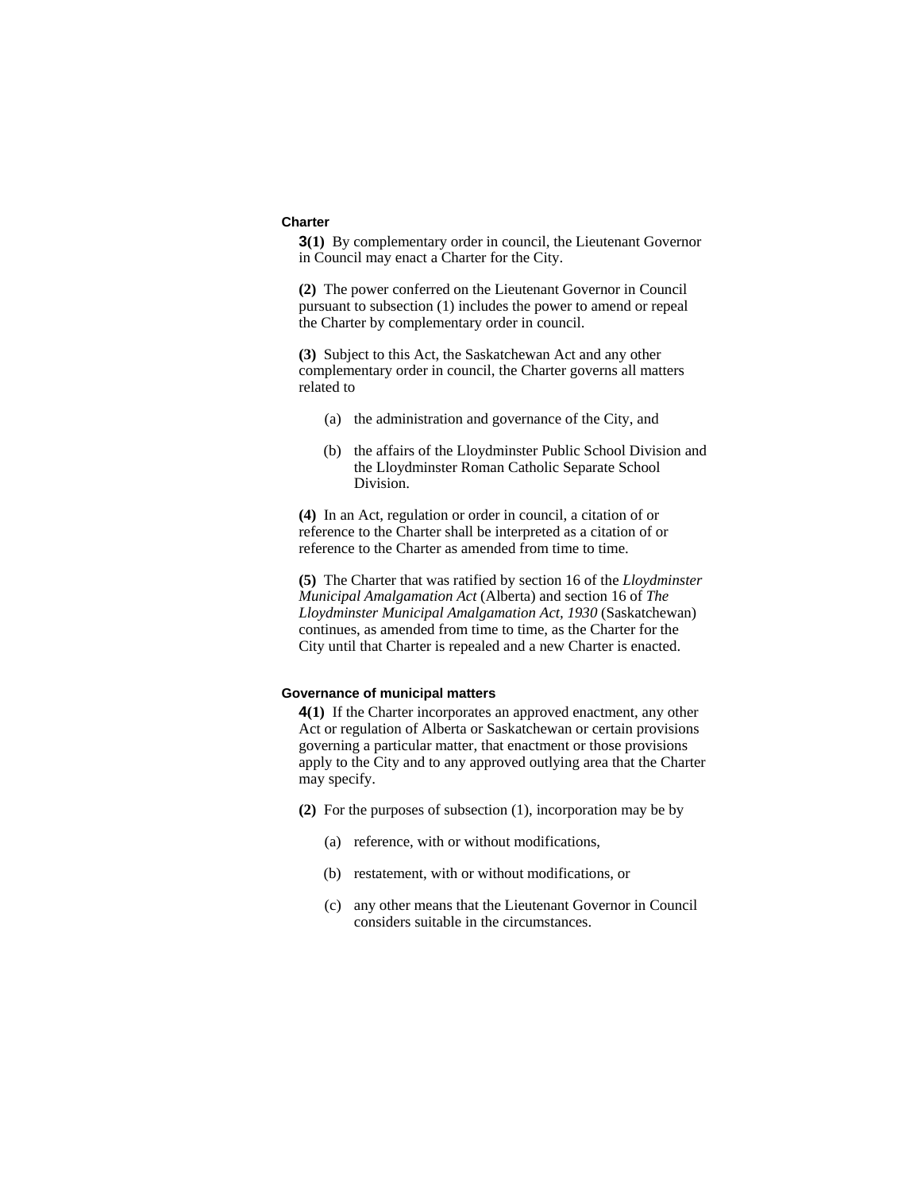**Charter**

**3(1)** By complementary order in council, the Lieutenant Governor in Council may enact a Charter for the City.

**(2)** The power conferred on the Lieutenant Governor in Council pursuant to subsection (1) includes the power to amend or repeal the Charter by complementary order in council.

**(3)** Subject to this Act, the Saskatchewan Act and any other complementary order in council, the Charter governs all matters related to

(a) the administration and governance of the City, and

(b) the affairs of the Lloydminster Public School Division and the Lloydminster Roman Catholic Separate School Division.

**(4)** In an Act, regulation or order in council, a citation of or reference to the Charter shall be interpreted as a citation of or reference to the Charter as amended from time to time.

**(5)** The Charter that was ratified by section 16 of the *Lloydminster Municipal Amalgamation Act* (Alberta) and section 16 of *The Lloydminster Municipal Amalgamation Act, 1930* (Saskatchewan) continues, as amended from time to time, as the Charter for the City until that Charter is repealed and a new Charter is enacted.

**Governance of municipal matters**

**4(1)** If the Charter incorporates an approved enactment, any other Act or regulation of Alberta or Saskatchewan or certain provisions governing a particular matter, that enactment or those provisions apply to the City and to any approved outlying area that the Charter may specify.

**(2)** For the purposes of subsection (1), incorporation may be by

(a) reference, with or without modifications,

(b) restatement, with or without modifications, or

(c) any other means that the Lieutenant Governor in Council considers suitable in the circumstances.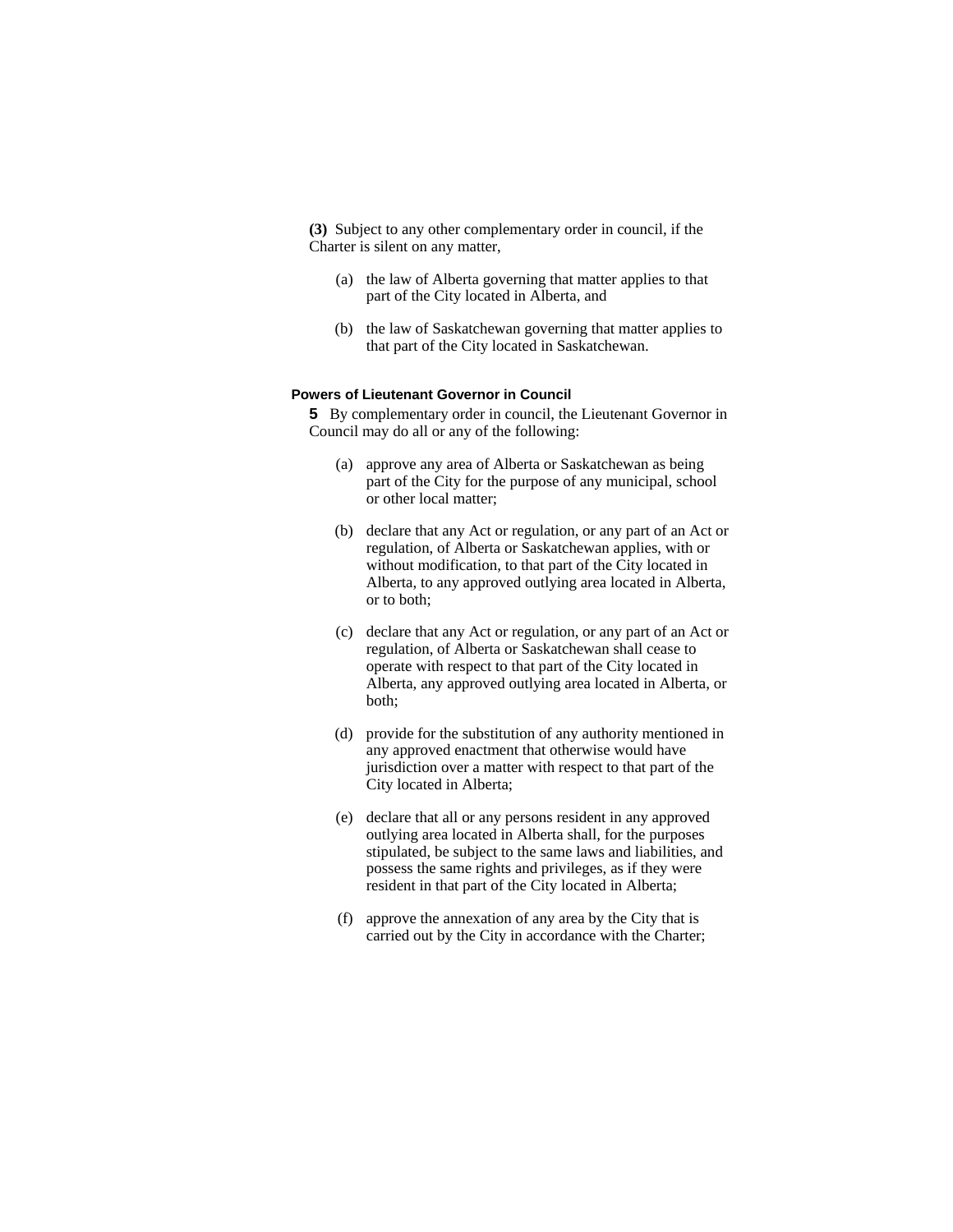**(3)** Subject to any other complementary order in council, if the Charter is silent on any matter,

(a) the law of Alberta governing that matter applies to that part of the City located in Alberta, and

(b) the law of Saskatchewan governing that matter applies to that part of the City located in Saskatchewan.

#### Powers of Lieutenant Governor in Council

**5** By complementary order in council, the Lieutenant Governor in Council may do all or any of the following:

(a) approve any area of Alberta or Saskatchewan as being part of the City for the purpose of any municipal, school or other local matter;

(b) declare that any Act or regulation, or any part of an Act or regulation, of Alberta or Saskatchewan applies, with or without modification, to that part of the City located in Alberta, to any approved outlying area located in Alberta, or to both;

(c) declare that any Act or regulation, or any part of an Act or regulation, of Alberta or Saskatchewan shall cease to operate with respect to that part of the City located in Alberta, any approved outlying area located in Alberta, or both;

(d) provide for the substitution of any authority mentioned in any approved enactment that otherwise would have jurisdiction over a matter with respect to that part of the City located in Alberta;

(e) declare that all or any persons resident in any approved outlying area located in Alberta shall, for the purposes stipulated, be subject to the same laws and liabilities, and possess the same rights and privileges, as if they were resident in that part of the City located in Alberta;

(f) approve the annexation of any area by the City that is carried out by the City in accordance with the Charter;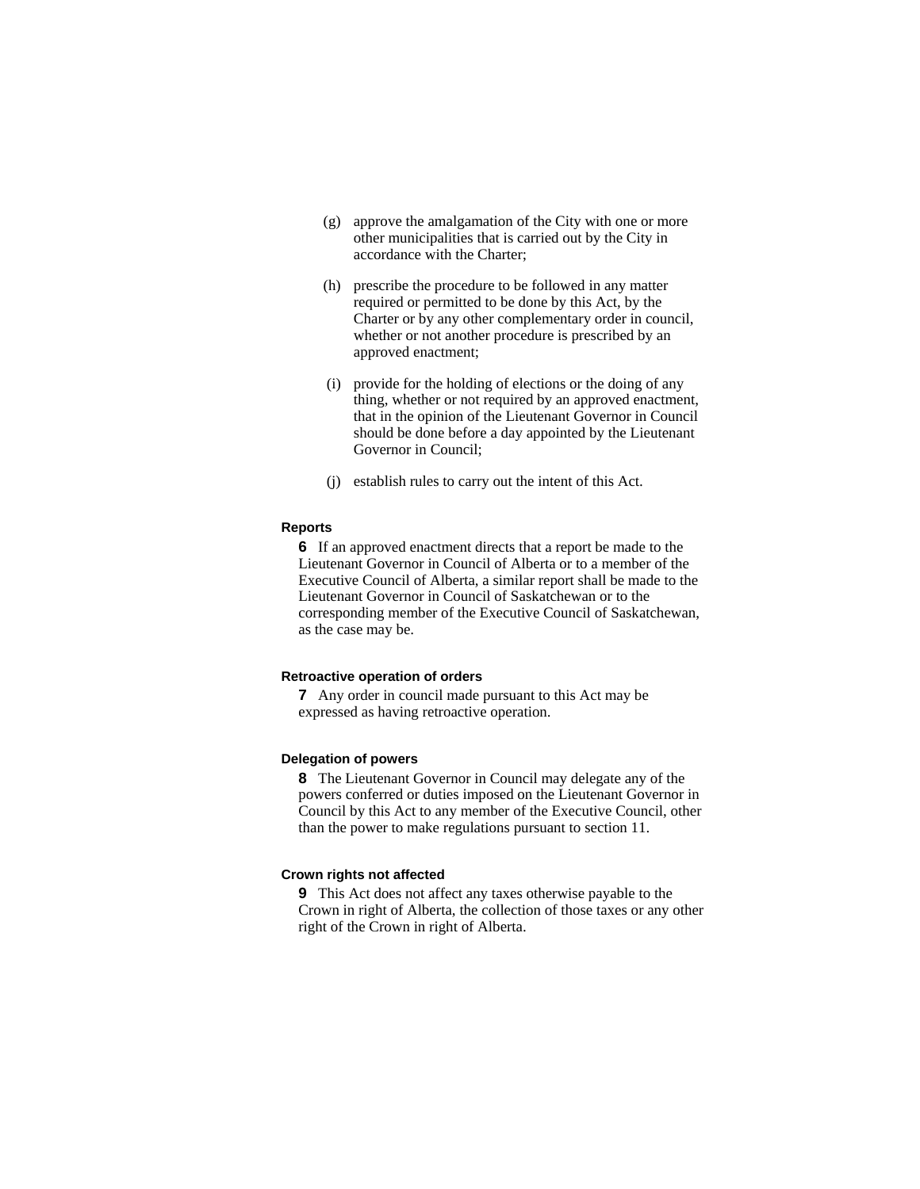(g) approve the amalgamation of the City with one or more other municipalities that is carried out by the City in accordance with the Charter;

(h) prescribe the procedure to be followed in any matter required or permitted to be done by this Act, by the Charter or by any other complementary order in council, whether or not another procedure is prescribed by an approved enactment;

(i) provide for the holding of elections or the doing of any thing, whether or not required by an approved enactment, that in the opinion of the Lieutenant Governor in Council should be done before a day appointed by the Lieutenant Governor in Council;

(j) establish rules to carry out the intent of this Act.

**Reports**

**6** If an approved enactment directs that a report be made to the Lieutenant Governor in Council of Alberta or to a member of the Executive Council of Alberta, a similar report shall be made to the Lieutenant Governor in Council of Saskatchewan or to the corresponding member of the Executive Council of Saskatchewan, as the case may be.

**Retroactive operation of orders**

**7** Any order in council made pursuant to this Act may be expressed as having retroactive operation.

**Delegation of powers**

**8** The Lieutenant Governor in Council may delegate any of the powers conferred or duties imposed on the Lieutenant Governor in Council by this Act to any member of the Executive Council, other than the power to make regulations pursuant to section 11.

**Crown rights not affected**

**9** This Act does not affect any taxes otherwise payable to the Crown in right of Alberta, the collection of those taxes or any other right of the Crown in right of Alberta.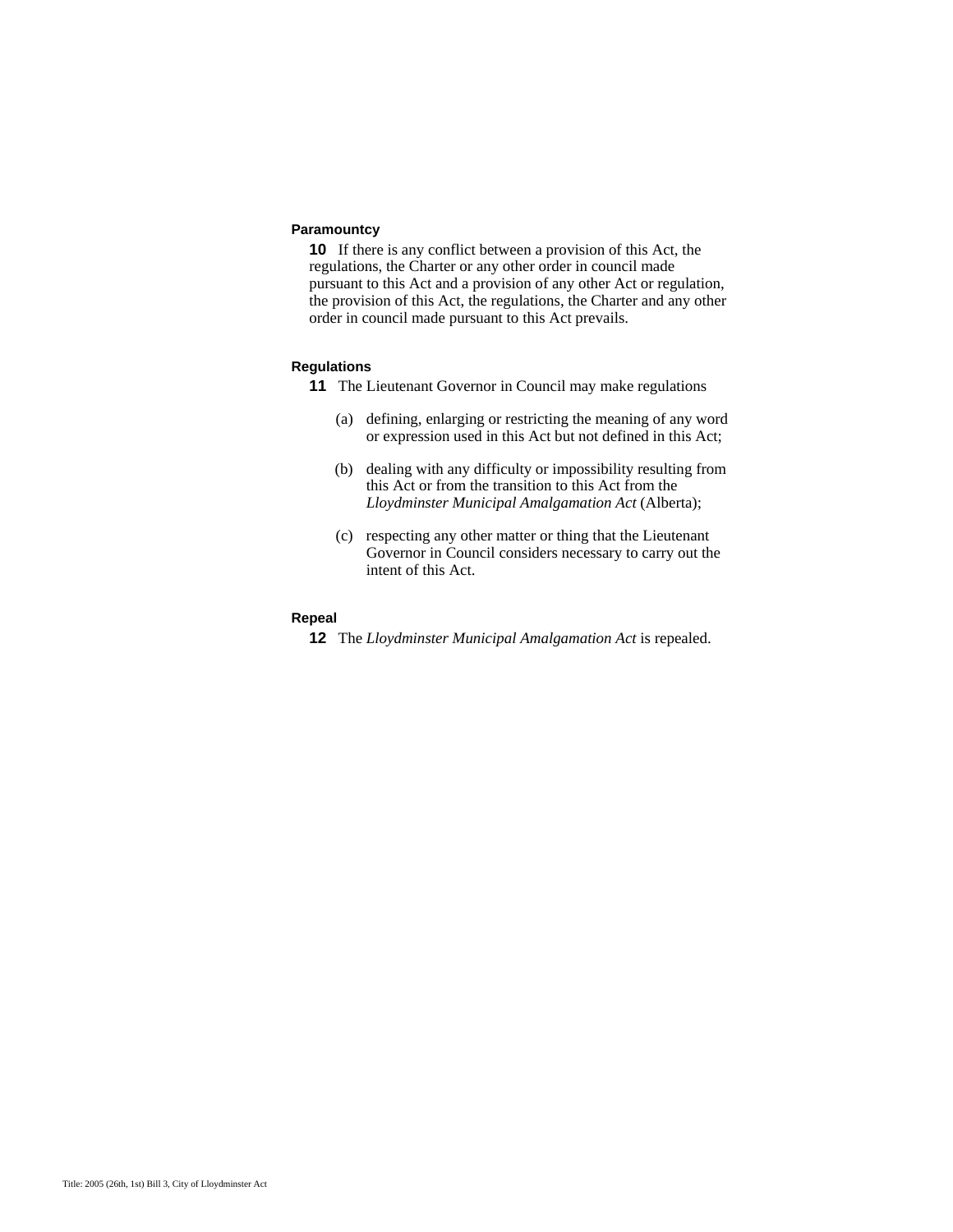**Paramountcy**

**10** If there is any conflict between a provision of this Act, the regulations, the Charter or any other order in council made pursuant to this Act and a provision of any other Act or regulation, the provision of this Act, the regulations, the Charter and any other order in council made pursuant to this Act prevails.

**Regulations**

**11** The Lieutenant Governor in Council may make regulations

(a) defining, enlarging or restricting the meaning of any word or expression used in this Act but not defined in this Act;

(b) dealing with any difficulty or impossibility resulting from this Act or from the transition to this Act from the *Lloydminster Municipal Amalgamation Act* (Alberta);

(c) respecting any other matter or thing that the Lieutenant Governor in Council considers necessary to carry out the intent of this Act.

**Repeal**

**12** The *Lloydminster Municipal Amalgamation Act* is repealed.